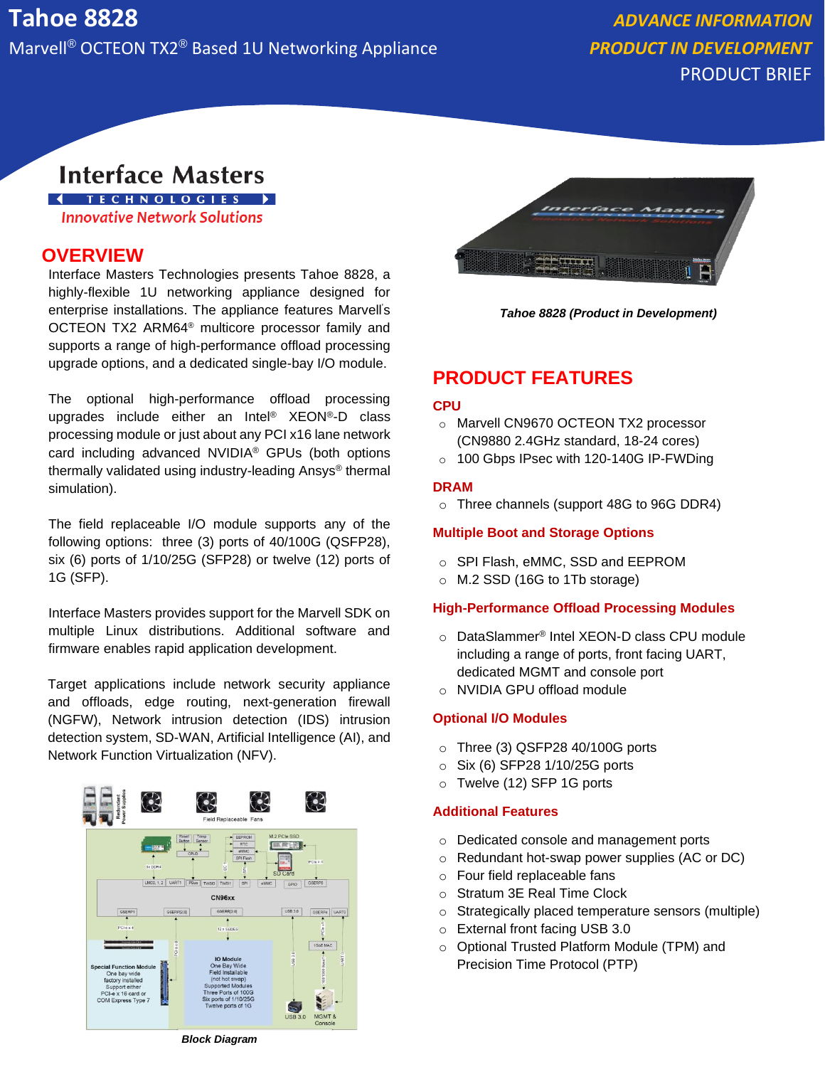# Tahoe 8828

Marvell® OCTEON TX2® Based 1U Networking Appliance

*ADVANCE INFORMATION*
*PRODUCT IN DEVELOPMENT*
PRODUCT BRIEF

Interface Masters
TECHNOLOGIES
*Innovative Network Solutions*

## OVERVIEW

Interface Masters Technologies presents Tahoe 8828, a highly-flexible 1U networking appliance designed for enterprise installations. The appliance features Marvell's OCTEON TX2 ARM64® multicore processor family and supports a range of high-performance offload processing upgrade options, and a dedicated single-bay I/O module.

The optional high-performance offload processing upgrades include either an Intel® XEON®-D class processing module or just about any PCI x16 lane network card including advanced NVIDIA® GPUs (both options thermally validated using industry-leading Ansys® thermal simulation).

The field replaceable I/O module supports any of the following options: three (3) ports of 40/100G (QSFP28), six (6) ports of 1/10/25G (SFP28) or twelve (12) ports of 1G (SFP).

Interface Masters provides support for the Marvell SDK on multiple Linux distributions. Additional software and firmware enables rapid application development.

Target applications include network security appliance and offloads, edge routing, next-generation firewall (NGFW), Network intrusion detection (IDS) intrusion detection system, SD-WAN, Artificial Intelligence (AI), and Network Function Virtualization (NFV).

**Block Diagram**

***Tahoe 8828 (Product in Development)***

## PRODUCT FEATURES

### CPU

- Marvell CN9670 OCTEON TX2 processor (CN9880 2.4GHz standard, 18-24 cores)
- 100 Gbps IPsec with 120-140G IP-FWDing

### DRAM

- Three channels (support 48G to 96G DDR4)

### Multiple Boot and Storage Options

- SPI Flash, eMMC, SSD and EEPROM
- M.2 SSD (16G to 1Tb storage)

### High-Performance Offload Processing Modules

- DataSlammer® Intel XEON-D class CPU module including a range of ports, front facing UART, dedicated MGMT and console port
- NVIDIA GPU offload module

### Optional I/O Modules

- Three (3) QSFP28 40/100G ports
- Six (6) SFP28 1/10/25G ports
- Twelve (12) SFP 1G ports

### Additional Features

- Dedicated console and management ports
- Redundant hot-swap power supplies (AC or DC)
- Four field replaceable fans
- Stratum 3E Real Time Clock
- Strategically placed temperature sensors (multiple)
- External front facing USB 3.0
- Optional Trusted Platform Module (TPM) and Precision Time Protocol (PTP)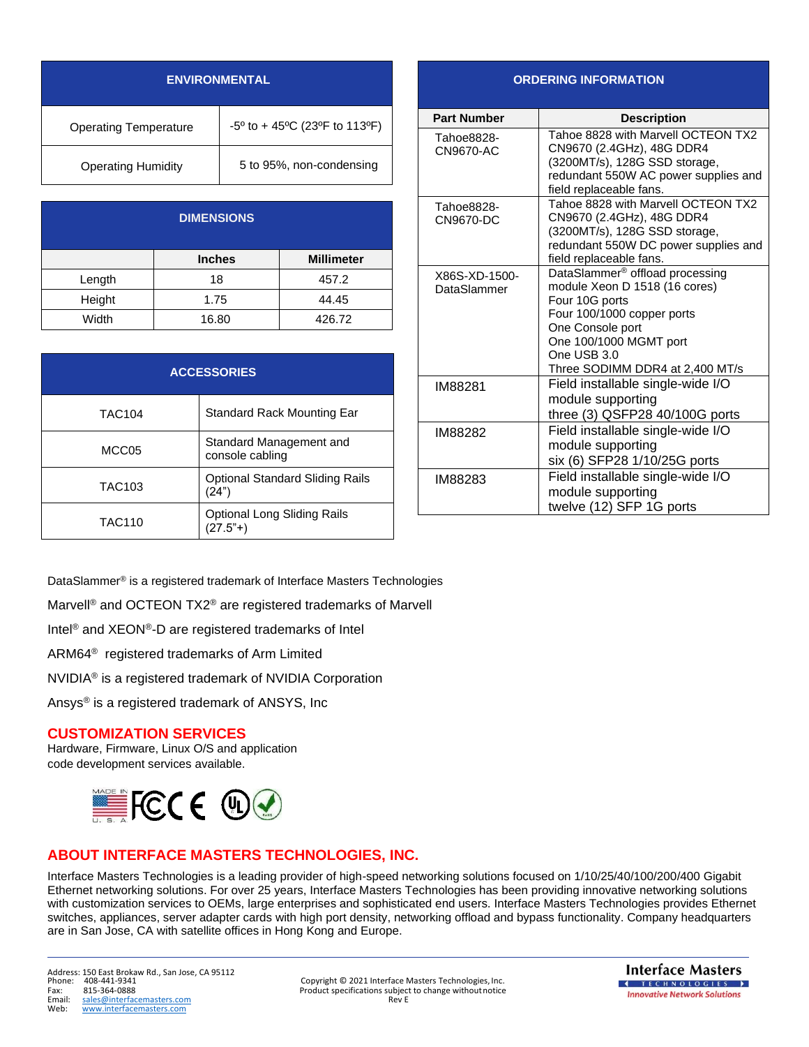## ENVIRONMENTAL

| | |
|---|---|
| Operating Temperature | -5º to + 45ºC (23ºF to 113ºF) |
| Operating Humidity | 5 to 95%, non-condensing |

## DIMENSIONS

| | Inches | Millimeter |
|---|---|---|
| Length | 18 | 457.2 |
| Height | 1.75 | 44.45 |
| Width | 16.80 | 426.72 |

## ACCESSORIES

| | |
|---|---|
| TAC104 | Standard Rack Mounting Ear |
| MCC05 | Standard Management and console cabling |
| TAC103 | Optional Standard Sliding Rails (24") |
| TAC110 | Optional Long Sliding Rails (27.5"+) |

## ORDERING INFORMATION

| Part Number | Description |
|---|---|
| Tahoe8828-CN9670-AC | Tahoe 8828 with Marvell OCTEON TX2 CN9670 (2.4GHz), 48G DDR4 (3200MT/s), 128G SSD storage, redundant 550W AC power supplies and field replaceable fans. |
| Tahoe8828-CN9670-DC | Tahoe 8828 with Marvell OCTEON TX2 CN9670 (2.4GHz), 48G DDR4 (3200MT/s), 128G SSD storage, redundant 550W DC power supplies and field replaceable fans. |
| X86S-XD-1500-DataSlammer | DataSlammer® offload processing module Xeon D 1518 (16 cores)<br>Four 10G ports<br>Four 100/1000 copper ports<br>One Console port<br>One 100/1000 MGMT port<br>One USB 3.0<br>Three SODIMM DDR4 at 2,400 MT/s |
| IM88281 | Field installable single-wide I/O module supporting three (3) QSFP28 40/100G ports |
| IM88282 | Field installable single-wide I/O module supporting six (6) SFP28 1/10/25G ports |
| IM88283 | Field installable single-wide I/O module supporting twelve (12) SFP 1G ports |

DataSlammer® is a registered trademark of Interface Masters Technologies

Marvell® and OCTEON TX2® are registered trademarks of Marvell

Intel® and XEON®-D are registered trademarks of Intel

ARM64® registered trademarks of Arm Limited

NVIDIA® is a registered trademark of NVIDIA Corporation

Ansys® is a registered trademark of ANSYS, Inc

## CUSTOMIZATION SERVICES

Hardware, Firmware, Linux O/S and application code development services available.

## ABOUT INTERFACE MASTERS TECHNOLOGIES, INC.

Interface Masters Technologies is a leading provider of high-speed networking solutions focused on 1/10/25/40/100/200/400 Gigabit Ethernet networking solutions. For over 25 years, Interface Masters Technologies has been providing innovative networking solutions with customization services to OEMs, large enterprises and sophisticated end users. Interface Masters Technologies provides Ethernet switches, appliances, server adapter cards with high port density, networking offload and bypass functionality. Company headquarters are in San Jose, CA with satellite offices in Hong Kong and Europe.

Address: 150 East Brokaw Rd., San Jose, CA 95112
Phone: 408-441-9341
Fax: 815-364-0888
Email: sales@interfacemasters.com
Web: www.interfacemasters.com

Copyright © 2021 Interface Masters Technologies, Inc.
Product specifications subject to change without notice
Rev E

Interface Masters TECHNOLOGIES
Innovative Network Solutions